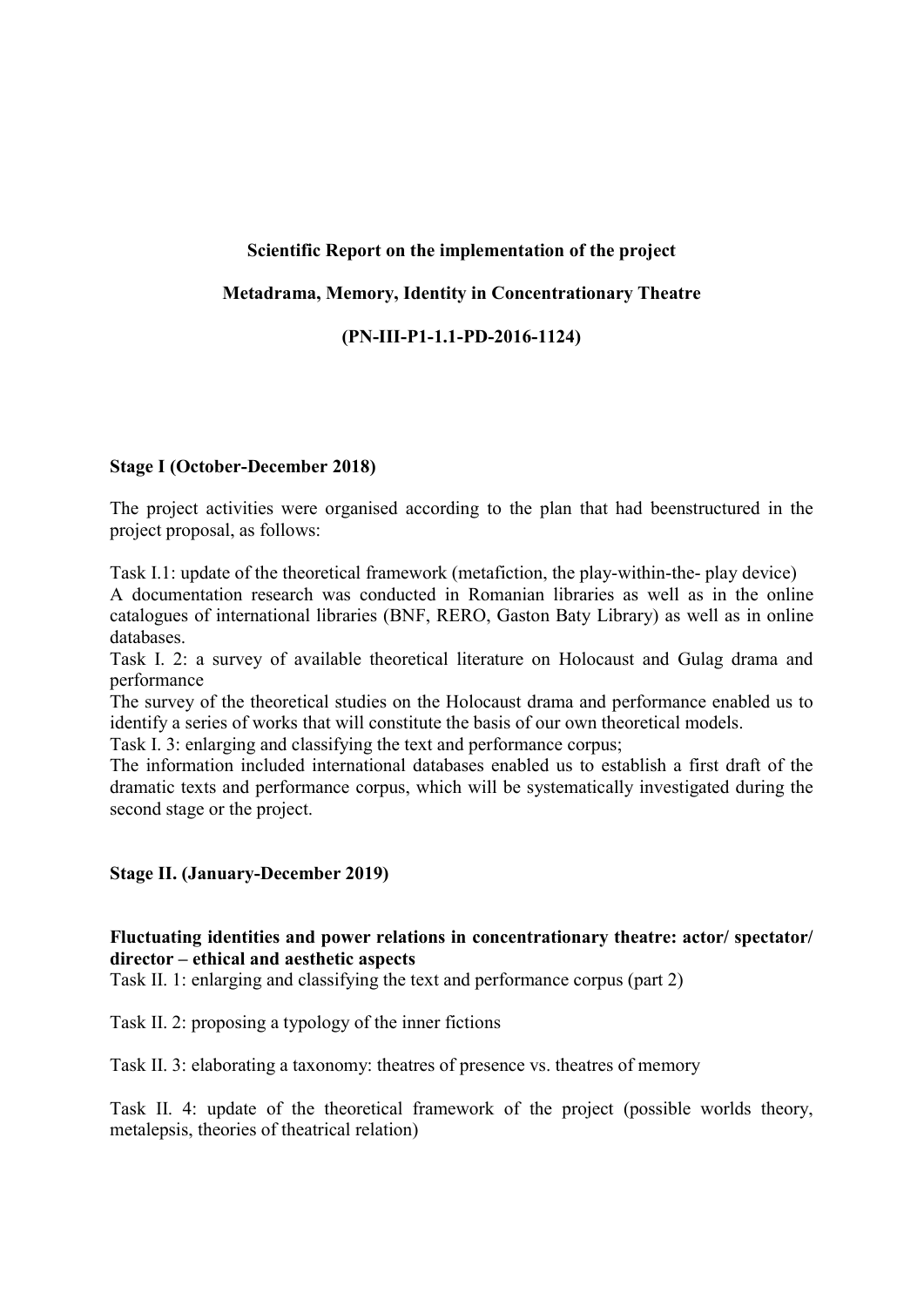**Scientific Report on the implementation of the project**

**Metadrama, Memory, Identity in Concentrationary Theatre**

**(PN-III-P1-1.1-PD-2016-1124)**

**Stage I (October-December 2018)**

The project activities were organised according to the plan that had beenstructured in the project proposal, as follows:

Task I.1: update of the theoretical framework (metafiction, the play-within-the- play device)
A documentation research was conducted in Romanian libraries as well as in the online catalogues of international libraries (BNF, RERO, Gaston Baty Library) as well as in online databases.
Task I. 2: a survey of available theoretical literature on Holocaust and Gulag drama and performance
The survey of the theoretical studies on the Holocaust drama and performance enabled us to identify a series of works that will constitute the basis of our own theoretical models.
Task I. 3: enlarging and classifying the text and performance corpus;
The information included international databases enabled us to establish a first draft of the dramatic texts and performance corpus, which will be systematically investigated during the second stage or the project.

**Stage II. (January-December 2019)**

**Fluctuating identities and power relations in concentrationary theatre: actor/ spectator/ director – ethical and aesthetic aspects**
Task II. 1: enlarging and classifying the text and performance corpus (part 2)

Task II. 2: proposing a typology of the inner fictions

Task II. 3: elaborating a taxonomy: theatres of presence vs. theatres of memory

Task II. 4: update of the theoretical framework of the project (possible worlds theory, metalepsis, theories of theatrical relation)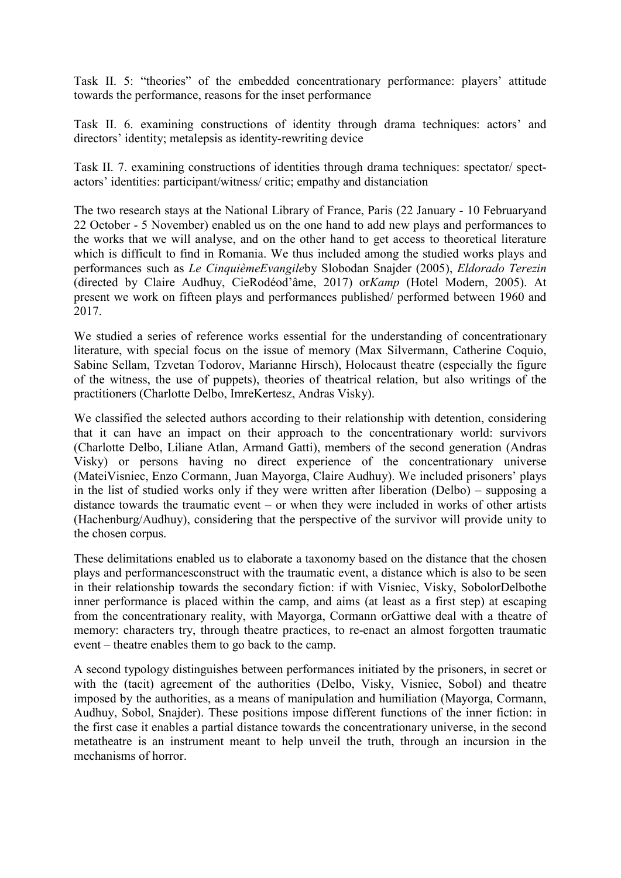Task II. 5: “theories” of the embedded concentrationary performance: players’ attitude towards the performance, reasons for the inset performance

Task II. 6. examining constructions of identity through drama techniques: actors’ and directors’ identity; metalepsis as identity-rewriting device

Task II. 7. examining constructions of identities through drama techniques: spectator/ spect-actors’ identities: participant/witness/ critic; empathy and distanciation

The two research stays at the National Library of France, Paris (22 January - 10 Februaryand 22 October - 5 November) enabled us on the one hand to add new plays and performances to the works that we will analyse, and on the other hand to get access to theoretical literature which is difficult to find in Romania. We thus included among the studied works plays and performances such as *Le CinquièmeEvangile*by Slobodan Snajder (2005), *Eldorado Terezin* (directed by Claire Audhuy, CieRodéod’âme, 2017) or*Kamp* (Hotel Modern, 2005). At present we work on fifteen plays and performances published/ performed between 1960 and 2017.

We studied a series of reference works essential for the understanding of concentrationary literature, with special focus on the issue of memory (Max Silvermann, Catherine Coquio, Sabine Sellam, Tzvetan Todorov, Marianne Hirsch), Holocaust theatre (especially the figure of the witness, the use of puppets), theories of theatrical relation, but also writings of the practitioners (Charlotte Delbo, ImreKertesz, Andras Visky).

We classified the selected authors according to their relationship with detention, considering that it can have an impact on their approach to the concentrationary world: survivors (Charlotte Delbo, Liliane Atlan, Armand Gatti), members of the second generation (Andras Visky) or persons having no direct experience of the concentrationary universe (MateiVisniec, Enzo Cormann, Juan Mayorga, Claire Audhuy). We included prisoners’ plays in the list of studied works only if they were written after liberation (Delbo) – supposing a distance towards the traumatic event – or when they were included in works of other artists (Hachenburg/Audhuy), considering that the perspective of the survivor will provide unity to the chosen corpus.

These delimitations enabled us to elaborate a taxonomy based on the distance that the chosen plays and performancesconstruct with the traumatic event, a distance which is also to be seen in their relationship towards the secondary fiction: if with Visniec, Visky, SobolorDelbothe inner performance is placed within the camp, and aims (at least as a first step) at escaping from the concentrationary reality, with Mayorga, Cormann orGattiwe deal with a theatre of memory: characters try, through theatre practices, to re-enact an almost forgotten traumatic event – theatre enables them to go back to the camp.

A second typology distinguishes between performances initiated by the prisoners, in secret or with the (tacit) agreement of the authorities (Delbo, Visky, Visniec, Sobol) and theatre imposed by the authorities, as a means of manipulation and humiliation (Mayorga, Cormann, Audhuy, Sobol, Snajder). These positions impose different functions of the inner fiction: in the first case it enables a partial distance towards the concentrationary universe, in the second metatheatre is an instrument meant to help unveil the truth, through an incursion in the mechanisms of horror.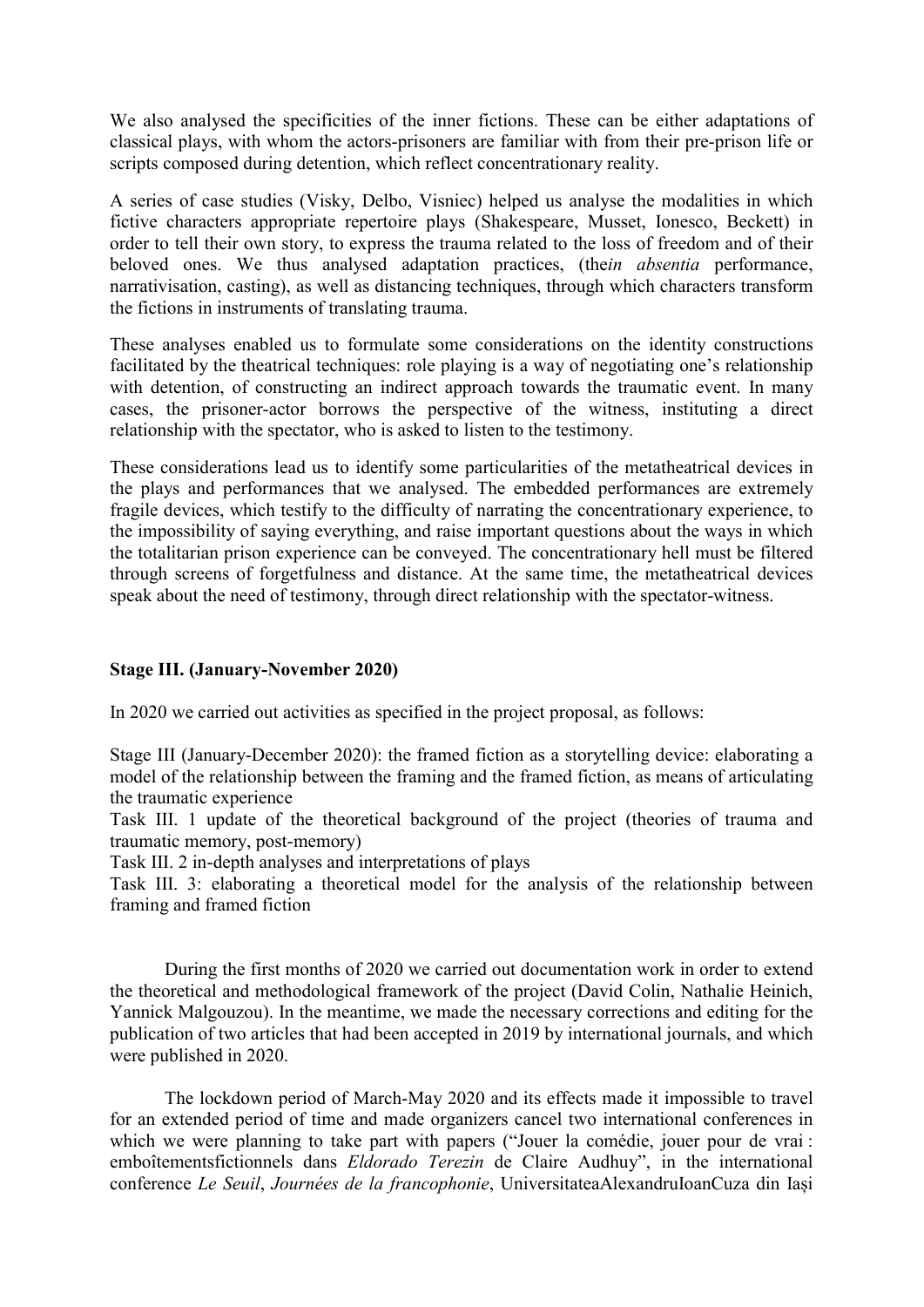We also analysed the specificities of the inner fictions. These can be either adaptations of classical plays, with whom the actors-prisoners are familiar with from their pre-prison life or scripts composed during detention, which reflect concentrationary reality.

A series of case studies (Visky, Delbo, Visniec) helped us analyse the modalities in which fictive characters appropriate repertoire plays (Shakespeare, Musset, Ionesco, Beckett) in order to tell their own story, to express the trauma related to the loss of freedom and of their beloved ones. We thus analysed adaptation practices, (the*in absentia* performance, narrativisation, casting), as well as distancing techniques, through which characters transform the fictions in instruments of translating trauma.

These analyses enabled us to formulate some considerations on the identity constructions facilitated by the theatrical techniques: role playing is a way of negotiating one's relationship with detention, of constructing an indirect approach towards the traumatic event. In many cases, the prisoner-actor borrows the perspective of the witness, instituting a direct relationship with the spectator, who is asked to listen to the testimony.

These considerations lead us to identify some particularities of the metatheatrical devices in the plays and performances that we analysed. The embedded performances are extremely fragile devices, which testify to the difficulty of narrating the concentrationary experience, to the impossibility of saying everything, and raise important questions about the ways in which the totalitarian prison experience can be conveyed. The concentrationary hell must be filtered through screens of forgetfulness and distance. At the same time, the metatheatrical devices speak about the need of testimony, through direct relationship with the spectator-witness.

**Stage III. (January-November 2020)**

In 2020 we carried out activities as specified in the project proposal, as follows:

Stage III (January-December 2020): the framed fiction as a storytelling device: elaborating a model of the relationship between the framing and the framed fiction, as means of articulating the traumatic experience
Task III. 1 update of the theoretical background of the project (theories of trauma and traumatic memory, post-memory)
Task III. 2 in-depth analyses and interpretations of plays
Task III. 3: elaborating a theoretical model for the analysis of the relationship between framing and framed fiction

During the first months of 2020 we carried out documentation work in order to extend the theoretical and methodological framework of the project (David Colin, Nathalie Heinich, Yannick Malgouzou). In the meantime, we made the necessary corrections and editing for the publication of two articles that had been accepted in 2019 by international journals, and which were published in 2020.

The lockdown period of March-May 2020 and its effects made it impossible to travel for an extended period of time and made organizers cancel two international conferences in which we were planning to take part with papers ("Jouer la comédie, jouer pour de vrai : emboîtementsfictionnels dans *Eldorado Terezin* de Claire Audhuy", in the international conference *Le Seuil*, *Journées de la francophonie*, UniversitateaAlexandruIoanCuza din Iași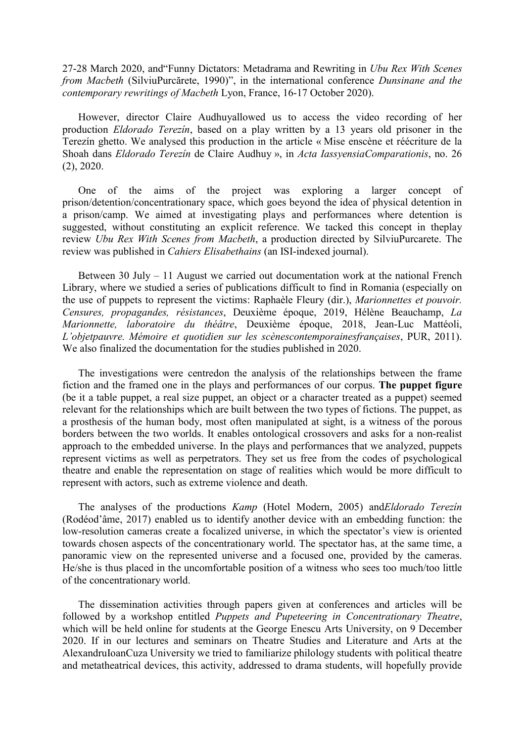27-28 March 2020, and"Funny Dictators: Metadrama and Rewriting in *Ubu Rex With Scenes from Macbeth* (SilviuPurcărete, 1990)", in the international conference *Dunsinane and the contemporary rewritings of Macbeth* Lyon, France, 16-17 October 2020).

However, director Claire Audhuyallowed us to access the video recording of her production *Eldorado Terezín*, based on a play written by a 13 years old prisoner in the Terezín ghetto. We analysed this production in the article « Mise enscène et réécriture de la Shoah dans *Eldorado Terezín* de Claire Audhuy », in *Acta IassyensiaComparationis*, no. 26 (2), 2020.

One of the aims of the project was exploring a larger concept of prison/detention/concentrationary space, which goes beyond the idea of physical detention in a prison/camp. We aimed at investigating plays and performances where detention is suggested, without constituting an explicit reference. We tacked this concept in theplay review *Ubu Rex With Scenes from Macbeth*, a production directed by SilviuPurcarete. The review was published in *Cahiers Elisabethains* (an ISI-indexed journal).

Between 30 July – 11 August we carried out documentation work at the national French Library, where we studied a series of publications difficult to find in Romania (especially on the use of puppets to represent the victims: Raphaèle Fleury (dir.), *Marionnettes et pouvoir. Censures, propagandes, résistances*, Deuxième époque, 2019, Hélène Beauchamp, *La Marionnette, laboratoire du théâtre*, Deuxième époque, 2018, Jean-Luc Mattéoli, *L'objetpauvre. Mémoire et quotidien sur les scènescontemporainesfrançaises*, PUR, 2011). We also finalized the documentation for the studies published in 2020.

The investigations were centredon the analysis of the relationships between the frame fiction and the framed one in the plays and performances of our corpus. **The puppet figure** (be it a table puppet, a real size puppet, an object or a character treated as a puppet) seemed relevant for the relationships which are built between the two types of fictions. The puppet, as a prosthesis of the human body, most often manipulated at sight, is a witness of the porous borders between the two worlds. It enables ontological crossovers and asks for a non-realist approach to the embedded universe. In the plays and performances that we analyzed, puppets represent victims as well as perpetrators. They set us free from the codes of psychological theatre and enable the representation on stage of realities which would be more difficult to represent with actors, such as extreme violence and death.

The analyses of the productions *Kamp* (Hotel Modern, 2005) and*Eldorado Terezín* (Rodéod'âme, 2017) enabled us to identify another device with an embedding function: the low-resolution cameras create a focalized universe, in which the spectator's view is oriented towards chosen aspects of the concentrationary world. The spectator has, at the same time, a panoramic view on the represented universe and a focused one, provided by the cameras. He/she is thus placed in the uncomfortable position of a witness who sees too much/too little of the concentrationary world.

The dissemination activities through papers given at conferences and articles will be followed by a workshop entitled *Puppets and Pupeteering in Concentrationary Theatre*, which will be held online for students at the George Enescu Arts University, on 9 December 2020. If in our lectures and seminars on Theatre Studies and Literature and Arts at the AlexandruIoanCuza University we tried to familiarize philology students with political theatre and metatheatrical devices, this activity, addressed to drama students, will hopefully provide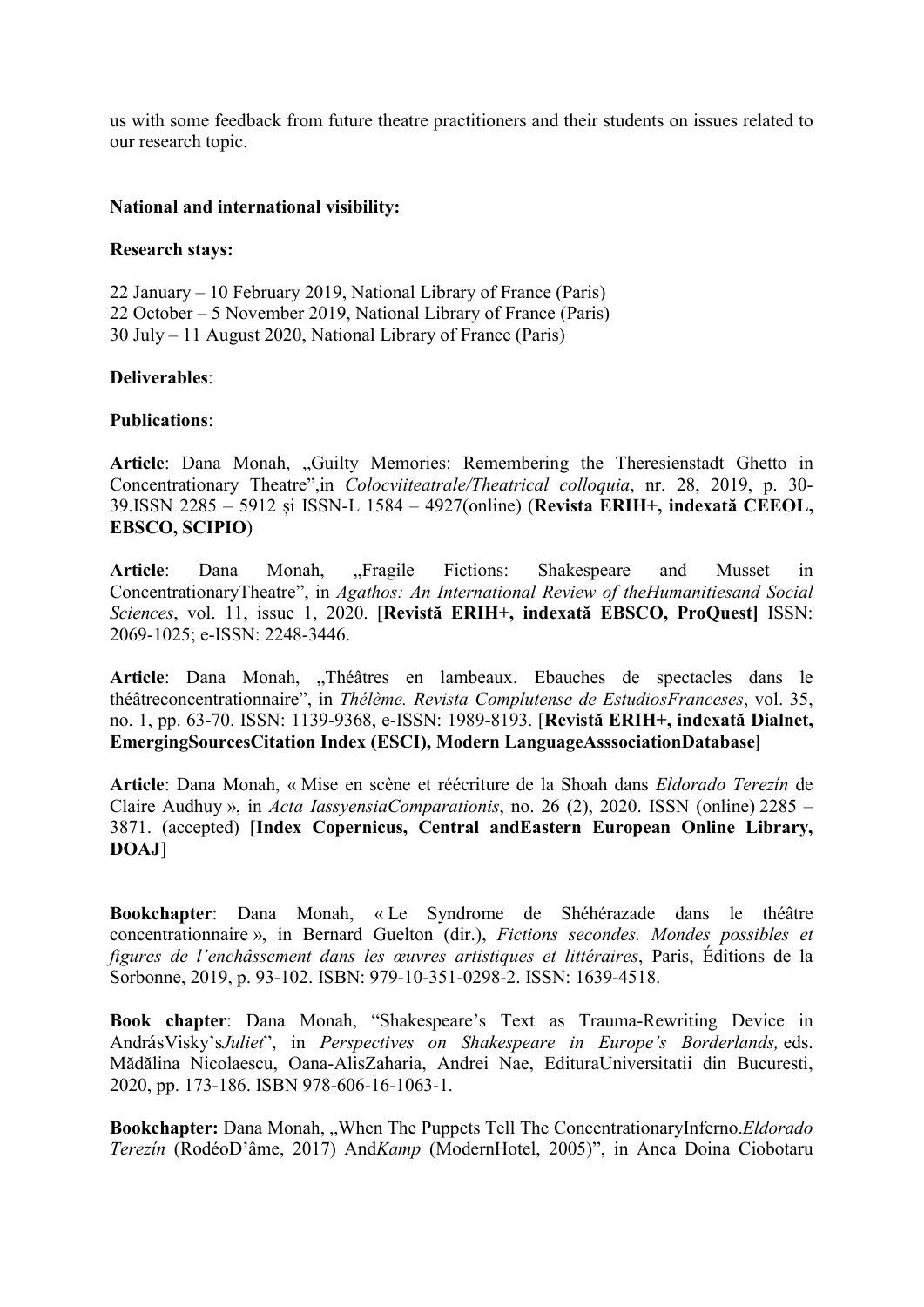us with some feedback from future theatre practitioners and their students on issues related to our research topic.

**National and international visibility:**

**Research stays:**

22 January – 10 February 2019, National Library of France (Paris)
22 October – 5 November 2019, National Library of France (Paris)
30 July – 11 August 2020, National Library of France (Paris)

**Deliverables**:

**Publications**:

**Article**: Dana Monah, „Guilty Memories: Remembering the Theresienstadt Ghetto in Concentrationary Theatre",in *Colocviiteatrale/Theatrical colloquia*, nr. 28, 2019, p. 30-39.ISSN 2285 – 5912 și ISSN-L 1584 – 4927(online) (**Revista ERIH+, indexată CEEOL, EBSCO, SCIPIO**)

**Article**: Dana Monah, „Fragile Fictions: Shakespeare and Musset in ConcentrationaryTheatre", in *Agathos: An International Review of theHumanitiesand Social Sciences*, vol. 11, issue 1, 2020. [**Revistă ERIH+, indexată EBSCO, ProQuest]** ISSN: 2069-1025; e-ISSN: 2248-3446.

**Article**: Dana Monah, „Théâtres en lambeaux. Ebauches de spectacles dans le théâtreconcentrationnaire", in *Thélème. Revista Complutense de EstudiosFranceses*, vol. 35, no. 1, pp. 63-70. ISSN: 1139-9368, e-ISSN: 1989-8193. [**Revistă ERIH+, indexată Dialnet, EmergingSourcesCitation Index (ESCI), Modern LanguageAsssociationDatabase]**

**Article**: Dana Monah, « Mise en scène et réécriture de la Shoah dans *Eldorado Terezín* de Claire Audhuy », in *Acta IassyensiaComparationis*, no. 26 (2), 2020. ISSN (online) 2285 – 3871. (accepted) [**Index Copernicus, Central andEastern European Online Library, DOAJ**]

**Bookchapter**: Dana Monah, « Le Syndrome de Shéhérazade dans le théâtre concentrationnaire », in Bernard Guelton (dir.), *Fictions secondes. Mondes possibles et figures de l'enchâssement dans les œuvres artistiques et littéraires*, Paris, Éditions de la Sorbonne, 2019, p. 93-102. ISBN: 979-10-351-0298-2. ISSN: 1639-4518.

**Book chapter**: Dana Monah, "Shakespeare's Text as Trauma-Rewriting Device in AndrásVisky's*Juliet*", in *Perspectives on Shakespeare in Europe's Borderlands,* eds. Mădălina Nicolaescu, Oana-AlisZaharia, Andrei Nae, EdituraUniversitatii din Bucuresti, 2020, pp. 173-186. ISBN 978-606-16-1063-1.

**Bookchapter:** Dana Monah, „When The Puppets Tell The ConcentrationaryInferno.*Eldorado Terezín* (RodéoD'âme, 2017) And*Kamp* (ModernHotel, 2005)", in Anca Doina Ciobotaru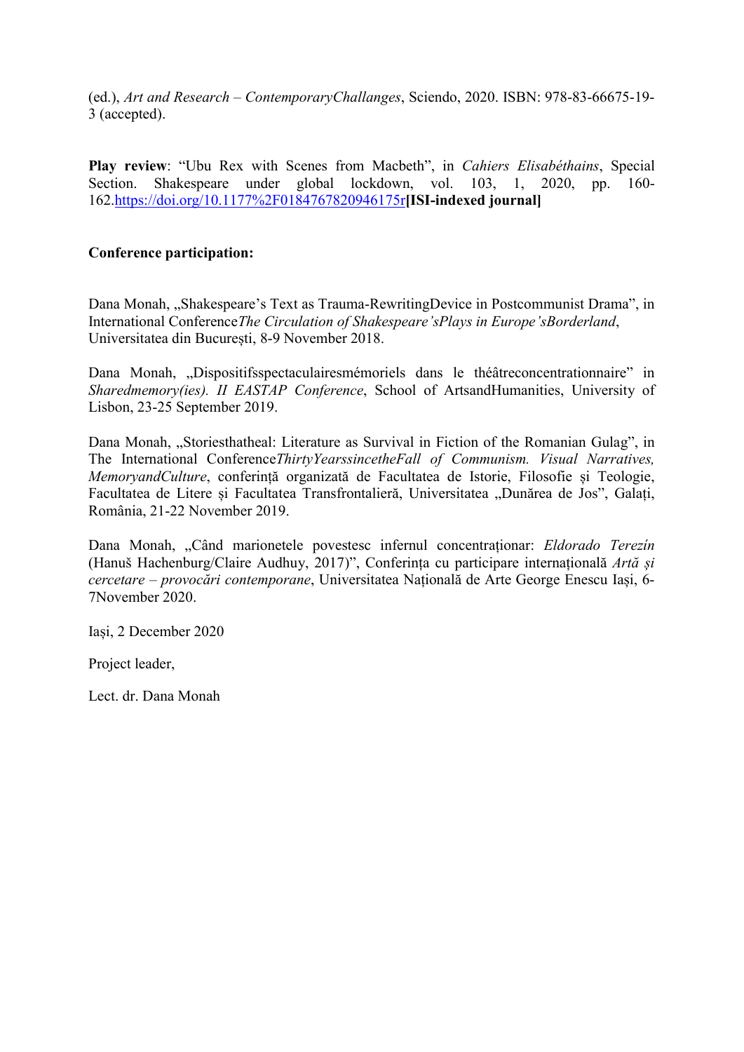(ed.), *Art and Research – ContemporaryChallanges*, Sciendo, 2020. ISBN: 978-83-66675-19-3 (accepted).

**Play review**: "Ubu Rex with Scenes from Macbeth", in *Cahiers Elisabéthains*, Special Section. Shakespeare under global lockdown, vol. 103, 1, 2020, pp. 160-162.https://doi.org/10.1177%2F0184767820946175r**[ISI-indexed journal]**

**Conference participation:**

Dana Monah, „Shakespeare's Text as Trauma-RewritingDevice in Postcommunist Drama", in International Conference*The Circulation of Shakespeare'sPlays in Europe'sBorderland*, Universitatea din București, 8-9 November 2018.

Dana Monah, „Dispositifsspectaculairesmémoriels dans le théâtreconcentrationnaire" in *Sharedmemory(ies). II EASTAP Conference*, School of ArtsandHumanities, University of Lisbon, 23-25 September 2019.

Dana Monah, „Storiesthatheal: Literature as Survival in Fiction of the Romanian Gulag", in The International Conference*ThirtyYearssincetheFall of Communism. Visual Narratives, MemoryandCulture*, conferință organizată de Facultatea de Istorie, Filosofie și Teologie, Facultatea de Litere și Facultatea Transfrontalieră, Universitatea „Dunărea de Jos", Galați, România, 21-22 November 2019.

Dana Monah, „Când marionetele povestesc infernul concentraționar: *Eldorado Terezín* (Hanuš Hachenburg/Claire Audhuy, 2017)", Conferința cu participare internațională *Artă și cercetare – provocări contemporane*, Universitatea Națională de Arte George Enescu Iași, 6-7November 2020.

Iași, 2 December 2020

Project leader,

Lect. dr. Dana Monah